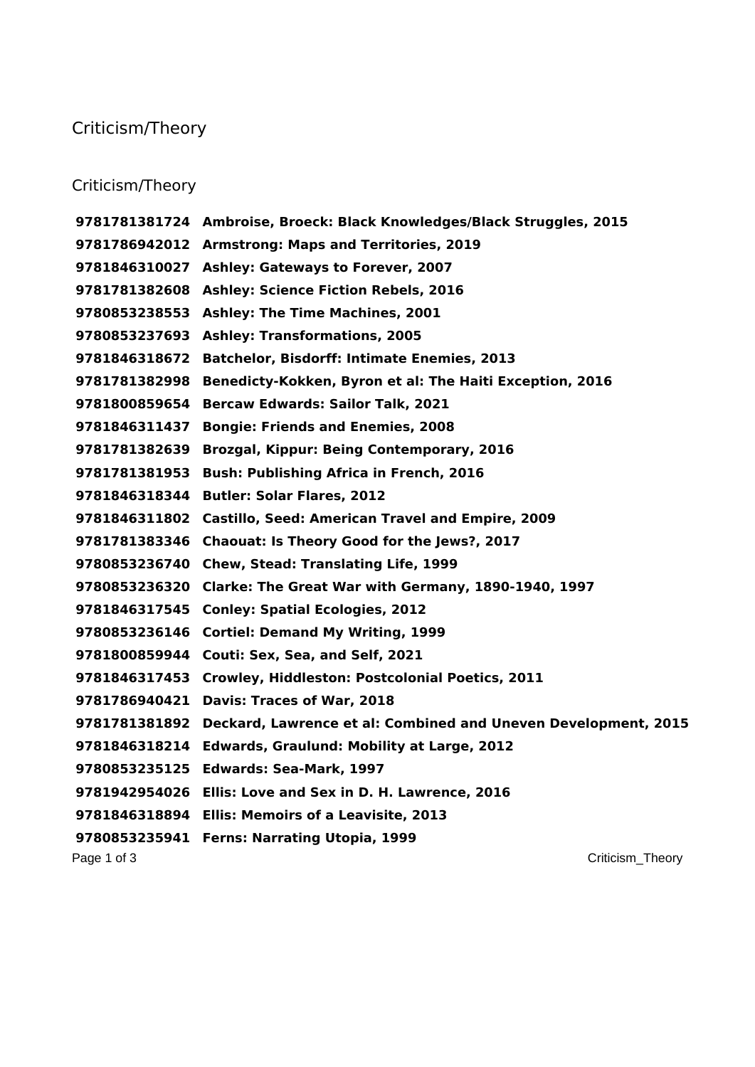# Criticism/Theory

## Criticism/Theory

**9781781381724 Ambroise, Broeck: Black Knowledges/Black Struggles, 2015**
**9781786942012 Armstrong: Maps and Territories, 2019**
**9781846310027 Ashley: Gateways to Forever, 2007**
**9781781382608 Ashley: Science Fiction Rebels, 2016**
**9780853238553 Ashley: The Time Machines, 2001**
**9780853237693 Ashley: Transformations, 2005**
**9781846318672 Batchelor, Bisdorff: Intimate Enemies, 2013**
**9781781382998 Benedicty-Kokken, Byron et al: The Haiti Exception, 2016**
**9781800859654 Bercaw Edwards: Sailor Talk, 2021**
**9781846311437 Bongie: Friends and Enemies, 2008**
**9781781382639 Brozgal, Kippur: Being Contemporary, 2016**
**9781781381953 Bush: Publishing Africa in French, 2016**
**9781846318344 Butler: Solar Flares, 2012**
**9781846311802 Castillo, Seed: American Travel and Empire, 2009**
**9781781383346 Chaouat: Is Theory Good for the Jews?, 2017**
**9780853236740 Chew, Stead: Translating Life, 1999**
**9780853236320 Clarke: The Great War with Germany, 1890-1940, 1997**
**9781846317545 Conley: Spatial Ecologies, 2012**
**9780853236146 Cortiel: Demand My Writing, 1999**
**9781800859944 Couti: Sex, Sea, and Self, 2021**
**9781846317453 Crowley, Hiddleston: Postcolonial Poetics, 2011**
**9781786940421 Davis: Traces of War, 2018**
**9781781381892 Deckard, Lawrence et al: Combined and Uneven Development, 2015**
**9781846318214 Edwards, Graulund: Mobility at Large, 2012**
**9780853235125 Edwards: Sea-Mark, 1997**
**9781942954026 Ellis: Love and Sex in D. H. Lawrence, 2016**
**9781846318894 Ellis: Memoirs of a Leavisite, 2013**
**9780853235941 Ferns: Narrating Utopia, 1999**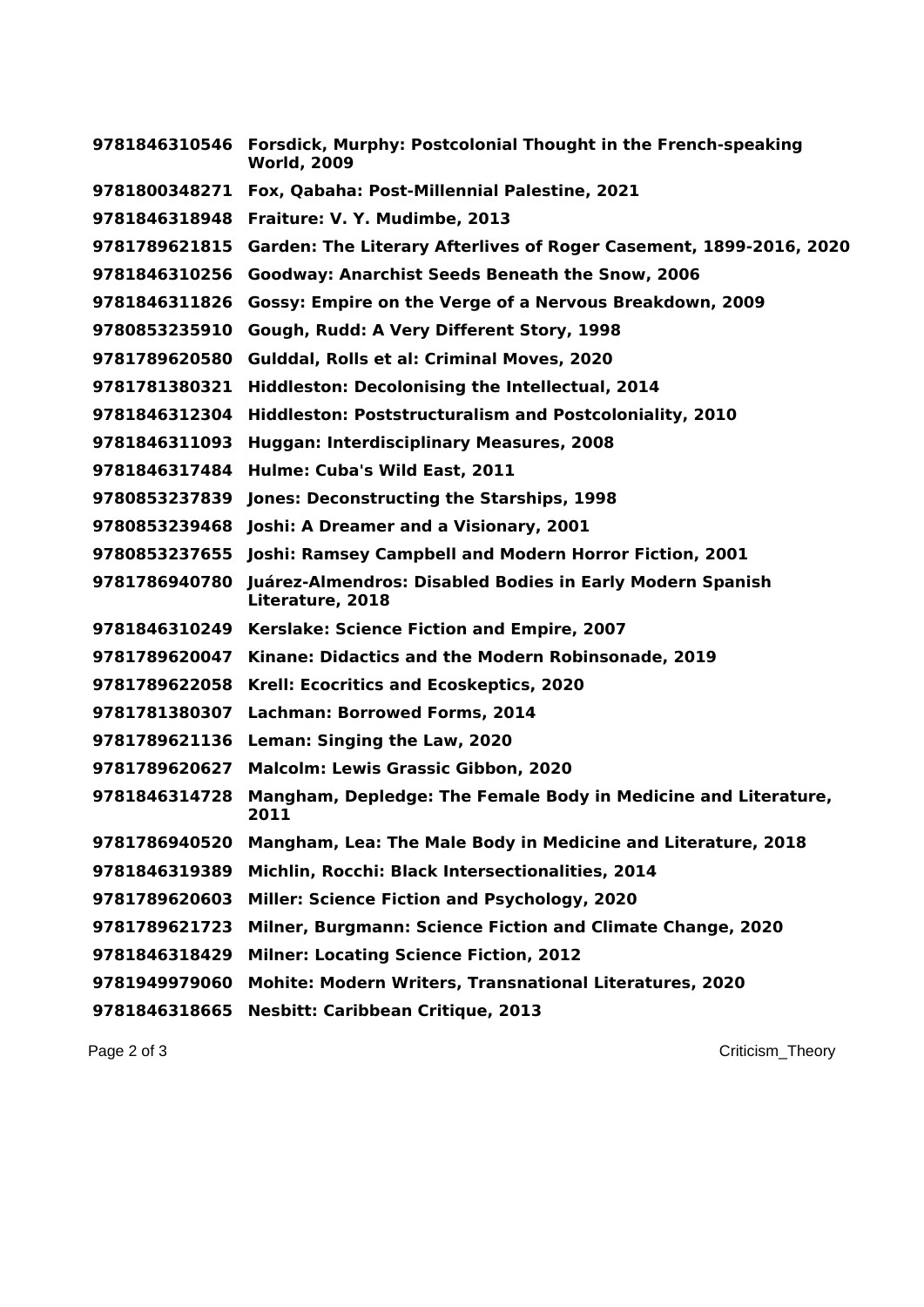**9781846310546 Forsdick, Murphy: Postcolonial Thought in the French-speaking World, 2009**

**9781800348271 Fox, Qabaha: Post-Millennial Palestine, 2021**

**9781846318948 Fraiture: V. Y. Mudimbe, 2013**

**9781789621815 Garden: The Literary Afterlives of Roger Casement, 1899-2016, 2020**

**9781846310256 Goodway: Anarchist Seeds Beneath the Snow, 2006**

**9781846311826 Gossy: Empire on the Verge of a Nervous Breakdown, 2009**

**9780853235910 Gough, Rudd: A Very Different Story, 1998**

**9781789620580 Gulddal, Rolls et al: Criminal Moves, 2020**

**9781781380321 Hiddleston: Decolonising the Intellectual, 2014**

**9781846312304 Hiddleston: Poststructuralism and Postcoloniality, 2010**

**9781846311093 Huggan: Interdisciplinary Measures, 2008**

**9781846317484 Hulme: Cuba's Wild East, 2011**

**9780853237839 Jones: Deconstructing the Starships, 1998**

**9780853239468 Joshi: A Dreamer and a Visionary, 2001**

**9780853237655 Joshi: Ramsey Campbell and Modern Horror Fiction, 2001**

**9781786940780 Juárez-Almendros: Disabled Bodies in Early Modern Spanish Literature, 2018**

**9781846310249 Kerslake: Science Fiction and Empire, 2007**

**9781789620047 Kinane: Didactics and the Modern Robinsonade, 2019**

**9781789622058 Krell: Ecocritics and Ecoskeptics, 2020**

**9781781380307 Lachman: Borrowed Forms, 2014**

**9781789621136 Leman: Singing the Law, 2020**

**9781789620627 Malcolm: Lewis Grassic Gibbon, 2020**

**9781846314728 Mangham, Depledge: The Female Body in Medicine and Literature, 2011**

**9781786940520 Mangham, Lea: The Male Body in Medicine and Literature, 2018**

**9781846319389 Michlin, Rocchi: Black Intersectionalities, 2014**

**9781789620603 Miller: Science Fiction and Psychology, 2020**

**9781789621723 Milner, Burgmann: Science Fiction and Climate Change, 2020**

**9781846318429 Milner: Locating Science Fiction, 2012**

**9781949979060 Mohite: Modern Writers, Transnational Literatures, 2020**

**9781846318665 Nesbitt: Caribbean Critique, 2013**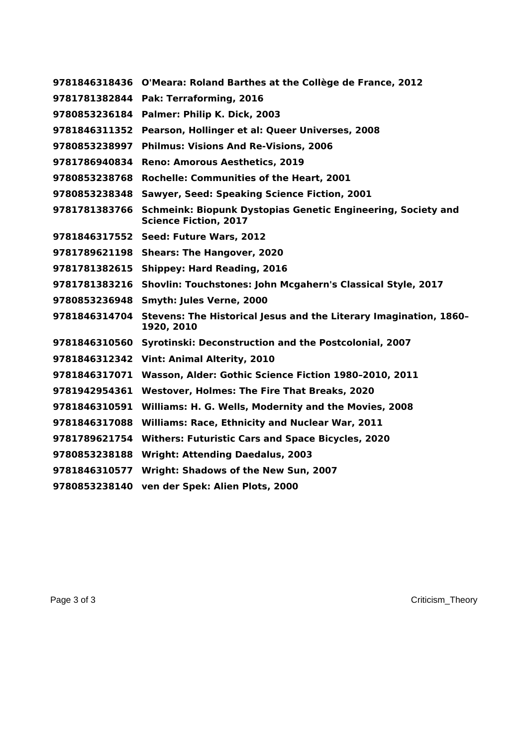| | |
|---|---|
| **9781846318436** | **O'Meara: Roland Barthes at the Collège de France, 2012** |
| **9781781382844** | **Pak: Terraforming, 2016** |
| **9780853236184** | **Palmer: Philip K. Dick, 2003** |
| **9781846311352** | **Pearson, Hollinger et al: Queer Universes, 2008** |
| **9780853238997** | **Philmus: Visions And Re-Visions, 2006** |
| **9781786940834** | **Reno: Amorous Aesthetics, 2019** |
| **9780853238768** | **Rochelle: Communities of the Heart, 2001** |
| **9780853238348** | **Sawyer, Seed: Speaking Science Fiction, 2001** |
| **9781781383766** | **Schmeink: Biopunk Dystopias Genetic Engineering, Society and Science Fiction, 2017** |
| **9781846317552** | **Seed: Future Wars, 2012** |
| **9781789621198** | **Shears: The Hangover, 2020** |
| **9781781382615** | **Shippey: Hard Reading, 2016** |
| **9781781383216** | **Shovlin: Touchstones: John Mcgahern's Classical Style, 2017** |
| **9780853236948** | **Smyth: Jules Verne, 2000** |
| **9781846314704** | **Stevens: The Historical Jesus and the Literary Imagination, 1860–1920, 2010** |
| **9781846310560** | **Syrotinski: Deconstruction and the Postcolonial, 2007** |
| **9781846312342** | **Vint: Animal Alterity, 2010** |
| **9781846317071** | **Wasson, Alder: Gothic Science Fiction 1980–2010, 2011** |
| **9781942954361** | **Westover, Holmes: The Fire That Breaks, 2020** |
| **9781846310591** | **Williams: H. G. Wells, Modernity and the Movies, 2008** |
| **9781846317088** | **Williams: Race, Ethnicity and Nuclear War, 2011** |
| **9781789621754** | **Withers: Futuristic Cars and Space Bicycles, 2020** |
| **9780853238188** | **Wright: Attending Daedalus, 2003** |
| **9781846310577** | **Wright: Shadows of the New Sun, 2007** |
| **9780853238140** | **ven der Spek: Alien Plots, 2000** |